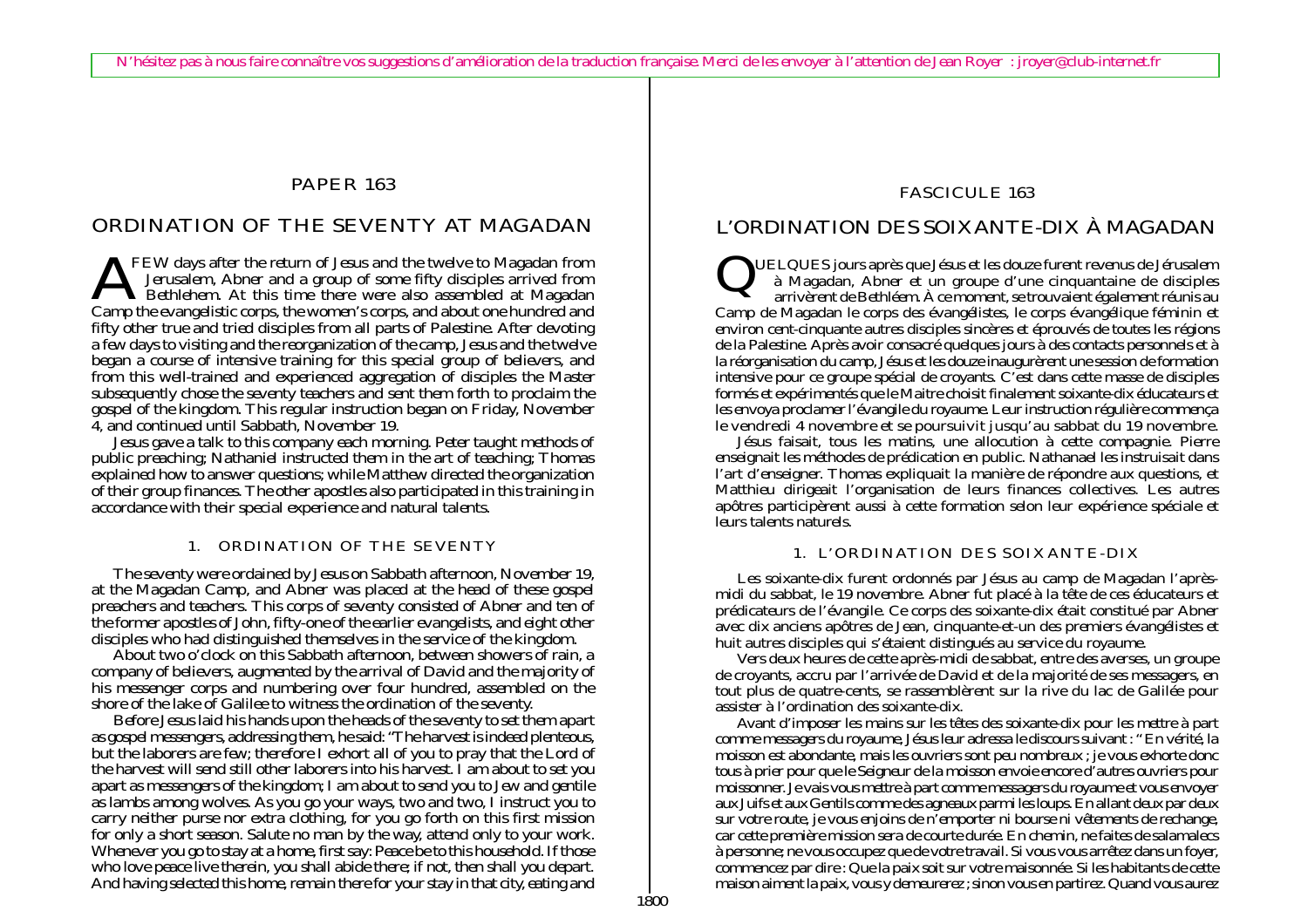N'hésitez pas à nous faire connaître vos suggestions d'amélioration de la traduction française. Merci de les envoyer à l'attention de Jean Royer : jroyer@club-internet.fr

# PAPER 163

# ORDINATION OF THE SEVENTY AT MAGADAN

A FEW days after the return of Jesus and the twelve to Magadan from Jerusalem, Abner and a group of some fifty disciples arrived from Bethlehem. At this time there were also assembled at Magadan Camp the evangelistic corps, the women's corps, and about one hundred and fifty other true and tried disciples from all parts of Palestine. After devoting a few days to visiting and the reorganization of the camp, Jesus and the twelve began a course of intensive training for this special group of believers, and from this well-trained and experienced aggregation of disciples the Master subsequently chose the seventy teachers and sent them forth to proclaim the gospel of the kingdom. This regular instruction began on Friday, November 4, and continued until Sabbath, November 19.

Jesus gave a talk to this company each morning. Peter taught methods of public preaching; Nathaniel instructed them in the art of teaching; Thomas explained how to answer questions; while Matthew directed the organization of their group finances. The other apostles also participated in this training in accordance with their special experience and natural talents.

## 1. ORDINATION OF THE SEVENTY

The seventy were ordained by Jesus on Sabbath afternoon, November 19, at the Magadan Camp, and Abner was placed at the head of these gospel preachers and teachers. This corps of seventy consisted of Abner and ten of the former apostles of John, fifty-one of the earlier evangelists, and eight other disciples who had distinguished themselves in the service of the kingdom.

About two o'clock on this Sabbath afternoon, between showers of rain, a company of believers, augmented by the arrival of David and the majority of his messenger corps and numbering over four hundred, assembled on the shore of the lake of Galilee to witness the ordination of the seventy.

Before Jesus laid his hands upon the heads of the seventy to set them apart as gospel messengers, addressing them, he said: "The harvest is indeed plenteous, but the laborers are few; therefore I exhort all of you to pray that the Lord of the harvest will send still other laborers into his harvest. I am about to set you apart as messengers of the kingdom; I am about to send you to Jew and gentile as lambs among wolves. As you go your ways, two and two, I instruct you to carry neither purse nor extra clothing, for you go forth on this first mission for only a short season. Salute no man by the way, attend only to your work. Whenever you go to stay at a home, first say: Peace be to this household. If those who love peace live therein, you shall abide there; if not, then shall you depart. And having selected this home, remain there for your stay in that city, eating and

# FASCICULE 163

# L'ORDINATION DES SOIXANTE-DIX À MAGADAN

QUELQUES jours après que Jésus et les douze furent revenus de Jérusalem à Magadan, Abner et un groupe d'une cinquantaine de disciples arrivèrent de Bethléem. À ce moment, se trouvaient également réunis au Camp de Magadan le corps des évangélistes, le corps évangélique féminin et environ cent-cinquante autres disciples sincères et éprouvés de toutes les régions de la Palestine. Après avoir consacré quelques jours à des contacts personnels et à la réorganisation du camp, Jésus et les douze inaugurèrent une session de formation intensive pour ce groupe spécial de croyants. C'est dans cette masse de disciples formés et expérimentés que le Maitre choisit finalement soixante-dix éducateurs et les envoya proclamer l'évangile du royaume. Leur instruction régulière commença le vendredi 4 novembre et se poursuivit jusqu'au sabbat du 19 novembre.

Jésus faisait, tous les matins, une allocution à cette compagnie. Pierre enseignait les méthodes de prédication en public. Nathanael les instruisait dans l'art d'enseigner. Thomas expliquait la manière de répondre aux questions, et Matthieu dirigeait l'organisation de leurs finances collectives. Les autres apôtres participèrent aussi à cette formation selon leur expérience spéciale et leurs talents naturels.

## 1. L'ORDINATION DES SOIXANTE-DIX

Les soixante-dix furent ordonnés par Jésus au camp de Magadan l'après-midi du sabbat, le 19 novembre. Abner fut placé à la tête de ces éducateurs et prédicateurs de l'évangile. Ce corps des soixante-dix était constitué par Abner avec dix anciens apôtres de Jean, cinquante-et-un des premiers évangélistes et huit autres disciples qui s'étaient distingués au service du royaume.

Vers deux heures de cette après-midi de sabbat, entre des averses, un groupe de croyants, accru par l'arrivée de David et de la majorité de ses messagers, en tout plus de quatre-cents, se rassemblèrent sur la rive du lac de Galilée pour assister à l'ordination des soixante-dix.

Avant d'imposer les mains sur les têtes des soixante-dix pour les mettre à part comme messagers du royaume, Jésus leur adressa le discours suivant : " En vérité, la moisson est abondante, mais les ouvriers sont peu nombreux ; je vous exhorte donc tous à prier pour que le Seigneur de la moisson envoie encore d'autres ouvriers pour moissonner. Je vais vous mettre à part comme messagers du royaume et vous envoyer aux Juifs et aux Gentils comme des agneaux parmi les loups. En allant deux par deux sur votre route, je vous enjoins de n'emporter ni bourse ni vêtements de rechange, car cette première mission sera de courte durée. En chemin, ne faites de salamalecs à personne ; ne vous occupez que de votre travail. Si vous vous arrêtez dans un foyer, commencez par dire : Que la paix soit sur votre maisonnée. Si les habitants de cette maison aiment la paix, vous y demeurerez ; sinon vous en partirez. Quand vous aurez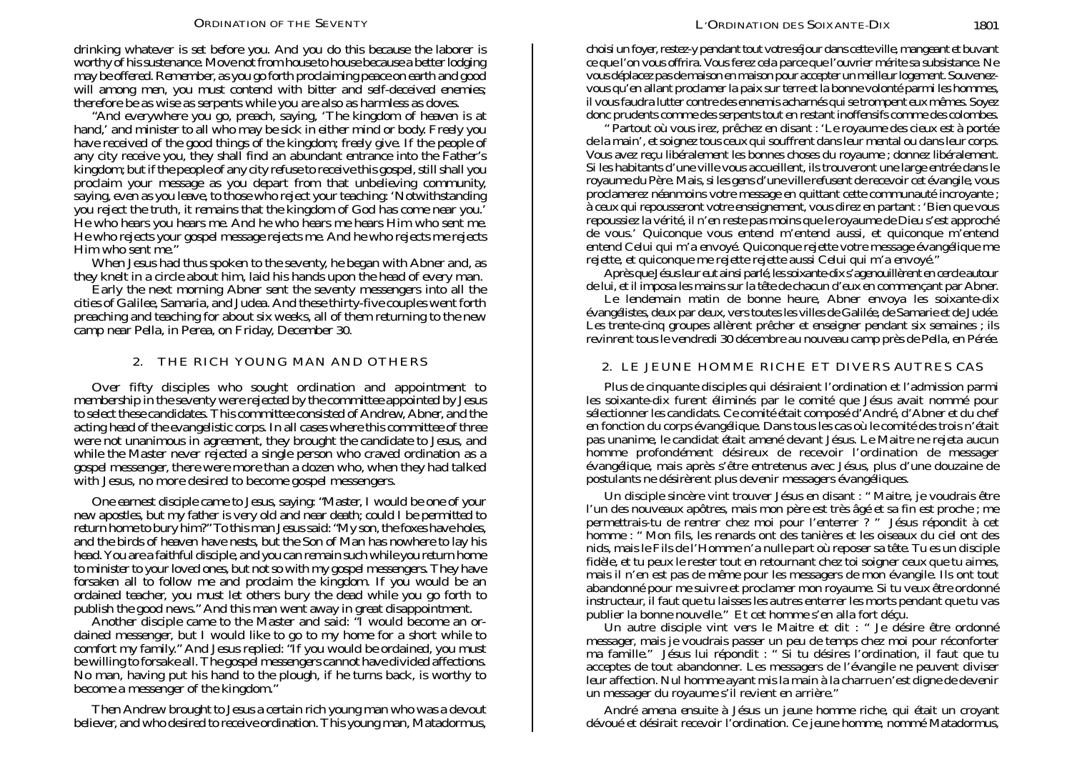drinking whatever is set before you. And you do this because the laborer is worthy of his sustenance. Move not from house to house because a better lodging may be offered. Remember, as you go forth proclaiming peace on earth and good will among men, you must contend with bitter and self-deceived enemies; therefore be as wise as serpents while you are also as harmless as doves.

"And everywhere you go, preach, saying, 'The kingdom of heaven is at hand,' and minister to all who may be sick in either mind or body. Freely you have received of the good things of the kingdom; freely give. If the people of any city receive you, they shall find an abundant entrance into the Father's kingdom; but if the people of any city refuse to receive this gospel, still shall you proclaim your message as you depart from that unbelieving community, saying, even as you leave, to those who reject your teaching: 'Notwithstanding you reject the truth, it remains that the kingdom of God has come near you.' He who hears you hears me. And he who hears me hears Him who sent me. He who rejects your gospel message rejects me. And he who rejects me rejects Him who sent me."

When Jesus had thus spoken to the seventy, he began with Abner and, as they knelt in a circle about him, laid his hands upon the head of every man.

Early the next morning Abner sent the seventy messengers into all the cities of Galilee, Samaria, and Judea. And these thirty-five couples went forth preaching and teaching for about six weeks, all of them returning to the new camp near Pella, in Perea, on Friday, December 30.

## 2. THE RICH YOUNG MAN AND OTHERS

Over fifty disciples who sought ordination and appointment to membership in the seventy were rejected by the committee appointed by Jesus to select these candidates. This committee consisted of Andrew, Abner, and the acting head of the evangelistic corps. In all cases where this committee of three were not unanimous in agreement, they brought the candidate to Jesus, and while the Master never rejected a single person who craved ordination as a gospel messenger, there were more than a dozen who, when they had talked with Jesus, no more desired to become gospel messengers.

One earnest disciple came to Jesus, saying: "Master, I would be one of your new apostles, but my father is very old and near death; could I be permitted to return home to bury him?" To this man Jesus said: "My son, the foxes have holes, and the birds of heaven have nests, but the Son of Man has nowhere to lay his head. You are a faithful disciple, and you can remain such while you return home to minister to your loved ones, but not so with my gospel messengers. They have forsaken all to follow me and proclaim the kingdom. If you would be an ordained teacher, you must let others bury the dead while you go forth to publish the good news." And this man went away in great disappointment.

Another disciple came to the Master and said: "I would become an ordained messenger, but I would like to go to my home for a short while to comfort my family." And Jesus replied: "If you would be ordained, you must be willing to forsake all. The gospel messengers cannot have divided affections. No man, having put his hand to the plough, if he turns back, is worthy to become a messenger of the kingdom."

Then Andrew brought to Jesus a certain rich young man who was a devout believer, and who desired to receive ordination. This young man, Matadormus,

choisi un foyer, restez-y pendant tout votre séjour dans cette ville, mangeant et buvant ce que l'on vous offrira. Vous ferez cela parce que l'ouvrier mérite sa subsistance. Ne vous déplacez pas de maison en maison pour accepter un meilleur logement. Souvenez-vous qu'en allant proclamer la paix sur terre et la bonne volonté parmi les hommes, il vous faudra lutter contre des ennemis acharnés qui se trompent eux-mêmes. Soyez donc prudents comme des serpents tout en restant inoffensifs comme des colombes.

« Partout où vous irez, prêchez en disant : 'Le royaume des cieux est à portée de la main', et soignez tous ceux qui souffrent dans leur mental ou dans leur corps. Vous avez reçu libéralement les bonnes choses du royaume ; donnez libéralement. Si les habitants d'une ville vous accueillent, ils trouveront une large entrée dans le royaume du Père. Mais, si les gens d'une ville refusent de recevoir cet évangile, vous proclamerez néanmoins votre message en quittant cette communauté incroyante ; à ceux qui repousseront votre enseignement, vous direz en partant : 'Bien que vous repoussiez la vérité, il n'en reste pas moins que le royaume de Dieu s'est approché de vous.' Quiconque vous entend m'entend aussi, et quiconque m'entend entend Celui qui m'a envoyé. Quiconque rejette votre message évangélique me rejette, et quiconque me rejette rejette aussi Celui qui m'a envoyé. »

Après que Jésus leur eut ainsi parlé, les soixante-dix s'agenouillèrent en cercle autour de lui, et il imposa les mains sur la tête de chacun d'eux en commençant par Abner.

Le lendemain matin de bonne heure, Abner envoya les soixante-dix évangélistes, deux par deux, vers toutes les villes de Galilée, de Samarie et de Judée. Les trente-cinq groupes allèrent prêcher et enseigner pendant six semaines ; ils revinrent tous le vendredi 30 décembre au nouveau camp près de Pella, en Pérée.

## 2. LE JEUNE HOMME RICHE ET DIVERS AUTRES CAS

Plus de cinquante disciples qui désiraient l'ordination et l'admission parmi les soixante-dix furent éliminés par le comité que Jésus avait nommé pour sélectionner les candidats. Ce comité était composé d'André, d'Abner et du chef en fonction du corps évangélique. Dans tous les cas où le comité des trois n'était pas unanime, le candidat était amené devant Jésus. Le Maitre ne rejeta aucun homme profondément désireux de recevoir l'ordination de messager évangélique, mais après s'être entretenus avec Jésus, plus d'une douzaine de postulants ne désirèrent plus devenir messagers évangéliques.

Un disciple sincère vint trouver Jésus en disant : « Maitre, je voudrais être l'un des nouveaux apôtres, mais mon père est très âgé et sa fin est proche ; me permettrais-tu de rentrer chez moi pour l'enterrer ? » Jésus répondit à cet homme : « Mon fils, les renards ont des tanières et les oiseaux du ciel ont des nids, mais le Fils de l'Homme n'a nulle part où reposer sa tête. Tu es un disciple fidèle, et tu peux le rester tout en retournant chez toi soigner ceux que tu aimes, mais il n'en est pas de même pour les messagers de mon évangile. Ils ont tout abandonné pour me suivre et proclamer mon royaume. Si tu veux être ordonné instructeur, il faut que tu laisses les autres enterrer les morts pendant que tu vas publier la bonne nouvelle. » Et cet homme s'en alla fort déçu.

Un autre disciple vint vers le Maitre et dit : « Je désire être ordonné messager, mais je voudrais passer un peu de temps chez moi pour réconforter ma famille. » Jésus lui répondit : « Si tu désires l'ordination, il faut que tu acceptes de tout abandonner. Les messagers de l'évangile ne peuvent diviser leur affection. Nul homme ayant mis la main à la charrue n'est digne de devenir un messager du royaume s'il revient en arrière. »

André amena ensuite à Jésus un jeune homme riche, qui était un croyant dévoué et désirait recevoir l'ordination. Ce jeune homme, nommé Matadormus,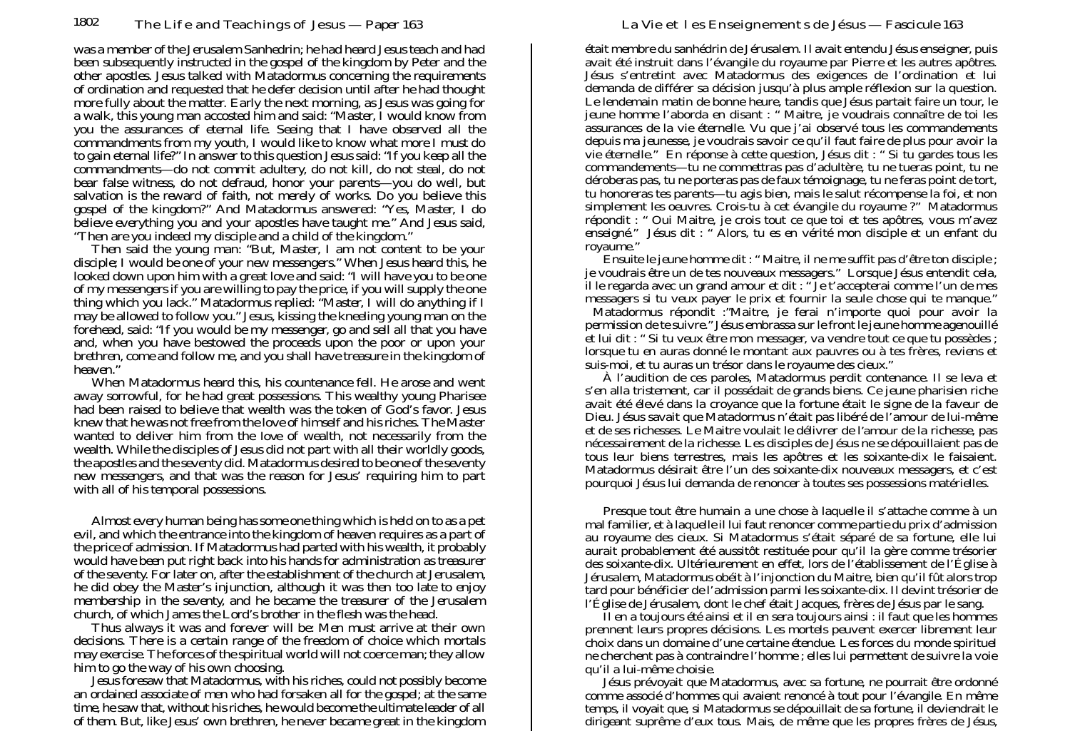was a member of the Jerusalem Sanhedrin; he had heard Jesus teach and had been subsequently instructed in the gospel of the kingdom by Peter and the other apostles. Jesus talked with Matadormus concerning the requirements of ordination and requested that he defer decision until after he had thought more fully about the matter. Early the next morning, as Jesus was going for a walk, this young man accosted him and said: "Master, I would know from you the assurances of eternal life. Seeing that I have observed all the commandments from my youth, I would like to know what more I must do to gain eternal life?" In answer to this question Jesus said: "If you keep all the commandments—do not commit adultery, do not kill, do not steal, do not bear false witness, do not defraud, honor your parents—you do well, but salvation is the reward of faith, not merely of works. Do you believe this gospel of the kingdom?" And Matadormus answered: "Yes, Master, I do believe everything you and your apostles have taught me." And Jesus said, "Then are you indeed my disciple and a child of the kingdom."

Then said the young man: "But, Master, I am not content to be your disciple; I would be one of your new messengers." When Jesus heard this, he looked down upon him with a great love and said: "I will have you to be one of my messengers if you are willing to pay the price, if you will supply the one thing which you lack." Matadormus replied: "Master, I will do anything if I may be allowed to follow you." Jesus, kissing the kneeling young man on the forehead, said: "If you would be my messenger, go and sell all that you have and, when you have bestowed the proceeds upon the poor or upon your brethren, come and follow me, and you shall have treasure in the kingdom of heaven."

When Matadormus heard this, his countenance fell. He arose and went away sorrowful, for he had great possessions. This wealthy young Pharisee had been raised to believe that wealth was the token of God's favor. Jesus knew that he was not free from the love of himself and his riches. The Master wanted to deliver him from the love of wealth, not necessarily from the wealth. While the disciples of Jesus did not part with all their worldly goods, the apostles and the seventy did. Matadormus desired to be one of the seventy new messengers, and that was the reason for Jesus' requiring him to part with all of his temporal possessions.

Almost every human being has some one thing which is held on to as a pet evil, and which the entrance into the kingdom of heaven requires as a part of the price of admission. If Matadormus had parted with his wealth, it probably would have been put right back into his hands for administration as treasurer of the seventy. For later on, after the establishment of the church at Jerusalem, he did obey the Master's injunction, although it was then too late to enjoy membership in the seventy, and he became the treasurer of the Jerusalem church, of which James the Lord's brother in the flesh was the head.

Thus always it was and forever will be: Men must arrive at their own decisions. There is a certain range of the freedom of choice which mortals may exercise. The forces of the spiritual world will not coerce man; they allow him to go the way of his own choosing.

Jesus foresaw that Matadormus, with his riches, could not possibly become an ordained associate of men who had forsaken all for the gospel; at the same time, he saw that, without his riches, he would become the ultimate leader of all of them. But, like Jesus' own brethren, he never became great in the kingdom

était membre du sanhédrin de Jérusalem. Il avait entendu Jésus enseigner, puis avait été instruit dans l'évangile du royaume par Pierre et les autres apôtres. Jésus s'entretint avec Matadormus des exigences de l'ordination et lui demanda de différer sa décision jusqu'à plus ample réflexion sur la question. Le lendemain matin de bonne heure, tandis que Jésus partait faire un tour, le jeune homme l'aborda en disant : " Maitre, je voudrais connaître de toi les assurances de la vie éternelle. Vu que j'ai observé tous les commandements depuis ma jeunesse, je voudrais savoir ce qu'il faut faire de plus pour avoir la vie éternelle." En réponse à cette question, Jésus dit : " Si tu gardes tous les commandements—tu ne commettras pas d'adultère, tu ne tueras point, tu ne déroberas pas, tu ne porteras pas de faux témoignage, tu ne feras point de tort, tu honoreras tes parents—tu agis bien, mais le salut récompense la foi, et non simplement les oeuvres. Crois-tu à cet évangile du royaume ?" Matadormus répondit : " Oui Maitre, je crois tout ce que toi et tes apôtres, vous m'avez enseigné." Jésus dit : " Alors, tu es en vérité mon disciple et un enfant du royaume."

Ensuite le jeune homme dit : " Maitre, il ne me suffit pas d'être ton disciple ; je voudrais être un de tes nouveaux messagers." Lorsque Jésus entendit cela, il le regarda avec un grand amour et dit : " Je t'accepterai comme l'un de mes messagers si tu veux payer le prix et fournir la seule chose qui te manque." Matadormus répondit :"Maitre, je ferai n'importe quoi pour avoir la permission de te suivre." Jésus embrassa sur le front le jeune homme agenouillé et lui dit : " Si tu veux être mon messager, va vendre tout ce que tu possèdes ; lorsque tu en auras donné le montant aux pauvres ou à tes frères, reviens et suis-moi, et tu auras un trésor dans le royaume des cieux."

À l'audition de ces paroles, Matadormus perdit contenance. Il se leva et s'en alla tristement, car il possédait de grands biens. Ce jeune pharisien riche avait été élevé dans la croyance que la fortune était le signe de la faveur de Dieu. Jésus savait que Matadormus n'était pas libéré de l'amour de lui-même et de ses richesses. Le Maitre voulait le délivrer de l'amour de la richesse, pas nécessairement de la richesse. Les disciples de Jésus ne se dépouillaient pas de tous leur biens terrestres, mais les apôtres et les soixante-dix le faisaient. Matadormus désirait être l'un des soixante-dix nouveaux messagers, et c'est pourquoi Jésus lui demanda de renoncer à toutes ses possessions matérielles.

Presque tout être humain a une chose à laquelle il s'attache comme à un mal familier, et à laquelle il lui faut renoncer comme partie du prix d'admission au royaume des cieux. Si Matadormus s'était séparé de sa fortune, elle lui aurait probablement été aussitôt restituée pour qu'il la gère comme trésorier des soixante-dix. Ultérieurement en effet, lors de l'établissement de l'Église à Jérusalem, Matadormus obéit à l'injonction du Maitre, bien qu'il fût alors trop tard pour bénéficier de l'admission parmi les soixante-dix. Il devint trésorier de l'Église de Jérusalem, dont le chef était Jacques, frères de Jésus par le sang.

Il en a toujours été ainsi et il en sera toujours ainsi : il faut que les hommes prennent leurs propres décisions. Les mortels peuvent exercer librement leur choix dans un domaine d'une certaine étendue. Les forces du monde spirituel ne cherchent pas à contraindre l'homme ; elles lui permettent de suivre la voie qu'il a lui-même choisie.

Jésus prévoyait que Matadormus, avec sa fortune, ne pourrait être ordonné comme associé d'hommes qui avaient renoncé à tout pour l'évangile. En même temps, il voyait que, si Matadormus se dépouillait de sa fortune, il deviendrait le dirigeant suprême d'eux tous. Mais, de même que les propres frères de Jésus,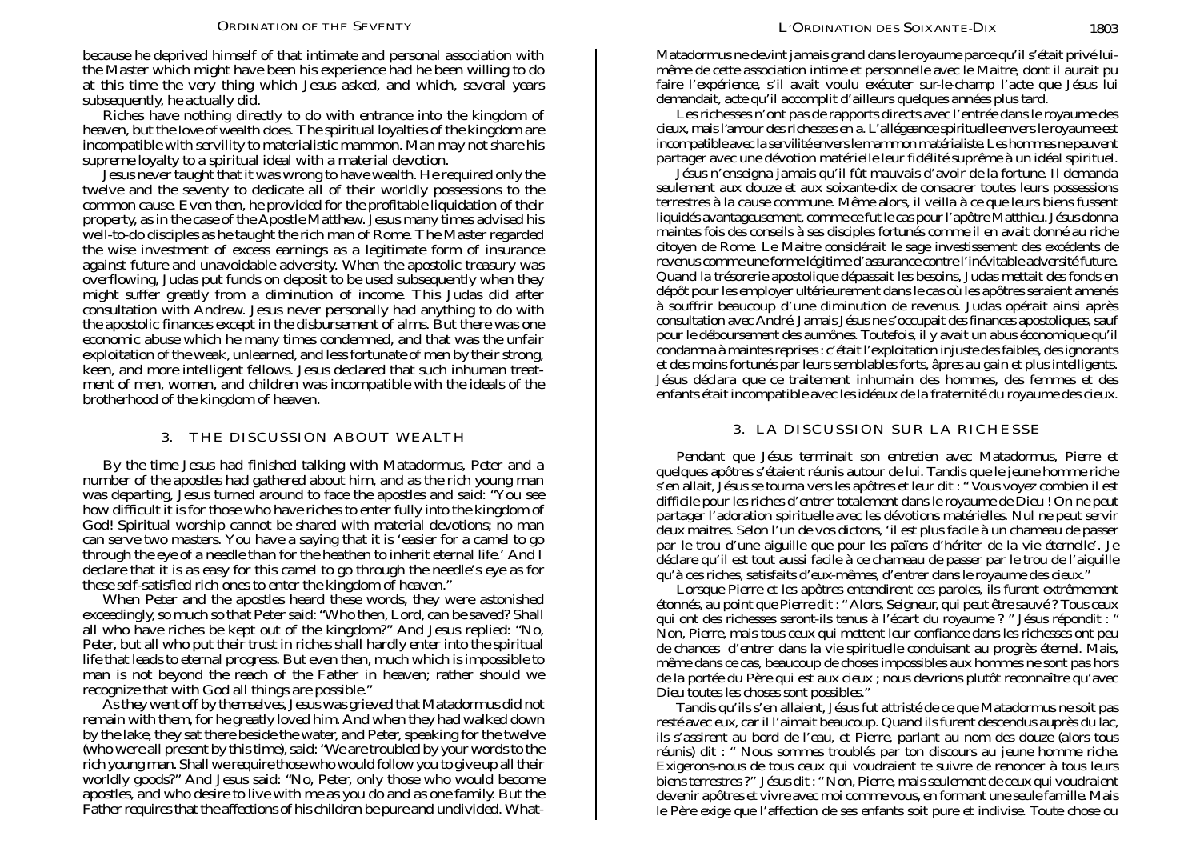because he deprived himself of that intimate and personal association with the Master which might have been his experience had he been willing to do at this time the very thing which Jesus asked, and which, several years subsequently, he actually did.

Riches have nothing directly to do with entrance into the kingdom of heaven, but the love of wealth does. The spiritual loyalties of the kingdom are incompatible with servility to materialistic mammon. Man may not share his supreme loyalty to a spiritual ideal with a material devotion.

Jesus never taught that it was wrong to have wealth. He required only the twelve and the seventy to dedicate all of their worldly possessions to the common cause. Even then, he provided for the profitable liquidation of their property, as in the case of the Apostle Matthew. Jesus many times advised his well-to-do disciples as he taught the rich man of Rome. The Master regarded the wise investment of excess earnings as a legitimate form of insurance against future and unavoidable adversity. When the apostolic treasury was overflowing, Judas put funds on deposit to be used subsequently when they might suffer greatly from a diminution of income. This Judas did after consultation with Andrew. Jesus never personally had anything to do with the apostolic finances except in the disbursement of alms. But there was one economic abuse which he many times condemned, and that was the unfair exploitation of the weak, unlearned, and less fortunate of men by their strong, keen, and more intelligent fellows. Jesus declared that such inhuman treatment of men, women, and children was incompatible with the ideals of the brotherhood of the kingdom of heaven.

## 3. THE DISCUSSION ABOUT WEALTH

By the time Jesus had finished talking with Matadormus, Peter and a number of the apostles had gathered about him, and as the rich young man was departing, Jesus turned around to face the apostles and said: "You see how difficult it is for those who have riches to enter fully into the kingdom of God! Spiritual worship cannot be shared with material devotions; no man can serve two masters. You have a saying that it is 'easier for a camel to go through the eye of a needle than for the heathen to inherit eternal life.' And I declare that it is as easy for this camel to go through the needle's eye as for these self-satisfied rich ones to enter the kingdom of heaven."

When Peter and the apostles heard these words, they were astonished exceedingly, so much so that Peter said: "Who then, Lord, can be saved? Shall all who have riches be kept out of the kingdom?" And Jesus replied: "No, Peter, but all who put their trust in riches shall hardly enter into the spiritual life that leads to eternal progress. But even then, much which is impossible to man is not beyond the reach of the Father in heaven; rather should we recognize that with God all things are possible."

As they went off by themselves, Jesus was grieved that Matadormus did not remain with them, for he greatly loved him. And when they had walked down by the lake, they sat there beside the water, and Peter, speaking for the twelve (who were all present by this time), said: "We are troubled by your words to the rich young man. Shall we require those who would follow you to give up all their worldly goods?" And Jesus said: "No, Peter, only those who would become apostles, and who desire to live with me as you do and as one family. But the Father requires that the affections of his children be pure and undivided. What-

Matadormus ne devint jamais grand dans le royaume parce qu'il s'était privé lui-même de cette association intime et personnelle avec le Maitre, dont il aurait pu faire l'expérience, s'il avait voulu exécuter sur-le-champ l'acte que Jésus lui demandait, acte qu'il accomplit d'ailleurs quelques années plus tard.

Les richesses n'ont pas de rapports directs avec l'entrée dans le royaume des cieux, mais l'amour des richesses en a. L'allégeance spirituelle envers le royaume est incompatible avec la servilité envers le mammon matérialiste. Les hommes ne peuvent partager avec une dévotion matérielle leur fidélité suprême à un idéal spirituel.

Jésus n'enseigna jamais qu'il fût mauvais d'avoir de la fortune. Il demanda seulement aux douze et aux soixante-dix de consacrer toutes leurs possessions terrestres à la cause commune. Même alors, il veilla à ce que leurs biens fussent liquidés avantageusement, comme ce fut le cas pour l'apôtre Matthieu. Jésus donna maintes fois des conseils à ses disciples fortunés comme il en avait donné au riche citoyen de Rome. Le Maitre considérait le sage investissement des excédents de revenus comme une forme légitime d'assurance contre l'inévitable adversité future. Quand la trésorerie apostolique dépassait les besoins, Judas mettait des fonds en dépôt pour les employer ultérieurement dans le cas où les apôtres seraient amenés à souffrir beaucoup d'une diminution de revenus. Judas opérait ainsi après consultation avec André. Jamais Jésus ne s'occupait des finances apostoliques, sauf pour le déboursement des aumônes. Toutefois, il y avait un abus économique qu'il condamna à maintes reprises : c'était l'exploitation injuste des faibles, des ignorants et des moins fortunés par leurs semblables forts, âpres au gain et plus intelligents. Jésus déclara que ce traitement inhumain des hommes, des femmes et des enfants était incompatible avec les idéaux de la fraternité du royaume des cieux.

## 3. LA DISCUSSION SUR LA RICHESSE

Pendant que Jésus terminait son entretien avec Matadormus, Pierre et quelques apôtres s'étaient réunis autour de lui. Tandis que le jeune homme riche s'en allait, Jésus se tourna vers les apôtres et leur dit : " Vous voyez combien il est difficile pour les riches d'entrer totalement dans le royaume de Dieu ! On ne peut partager l'adoration spirituelle avec les dévotions matérielles. Nul ne peut servir deux maitres. Selon l'un de vos dictons, 'il est plus facile à un chameau de passer par le trou d'une aiguille que pour les païens d'hériter de la vie éternelle'. Je déclare qu'il est tout aussi facile à ce chameau de passer par le trou de l'aiguille qu'à ces riches, satisfaits d'eux-mêmes, d'entrer dans le royaume des cieux."

Lorsque Pierre et les apôtres entendirent ces paroles, ils furent extrêmement étonnés, au point que Pierre dit : " Alors, Seigneur, qui peut être sauvé ? Tous ceux qui ont des richesses seront-ils tenus à l'écart du royaume ? " Jésus répondit : " Non, Pierre, mais tous ceux qui mettent leur confiance dans les richesses ont peu de chances d'entrer dans la vie spirituelle conduisant au progrès éternel. Mais, même dans ce cas, beaucoup de choses impossibles aux hommes ne sont pas hors de la portée du Père qui est aux cieux ; nous devrions plutôt reconnaître qu'avec Dieu toutes les choses sont possibles."

Tandis qu'ils s'en allaient, Jésus fut attristé de ce que Matadormus ne soit pas resté avec eux, car il l'aimait beaucoup. Quand ils furent descendus auprès du lac, ils s'assirent au bord de l'eau, et Pierre, parlant au nom des douze (alors tous réunis) dit : " Nous sommes troublés par ton discours au jeune homme riche. Exigerons-nous de tous ceux qui voudraient te suivre de renoncer à tous leurs biens terrestres ?" Jésus dit : " Non, Pierre, mais seulement de ceux qui voudraient devenir apôtres et vivre avec moi comme vous, en formant une seule famille. Mais le Père exige que l'affection de ses enfants soit pure et indivise. Toute chose ou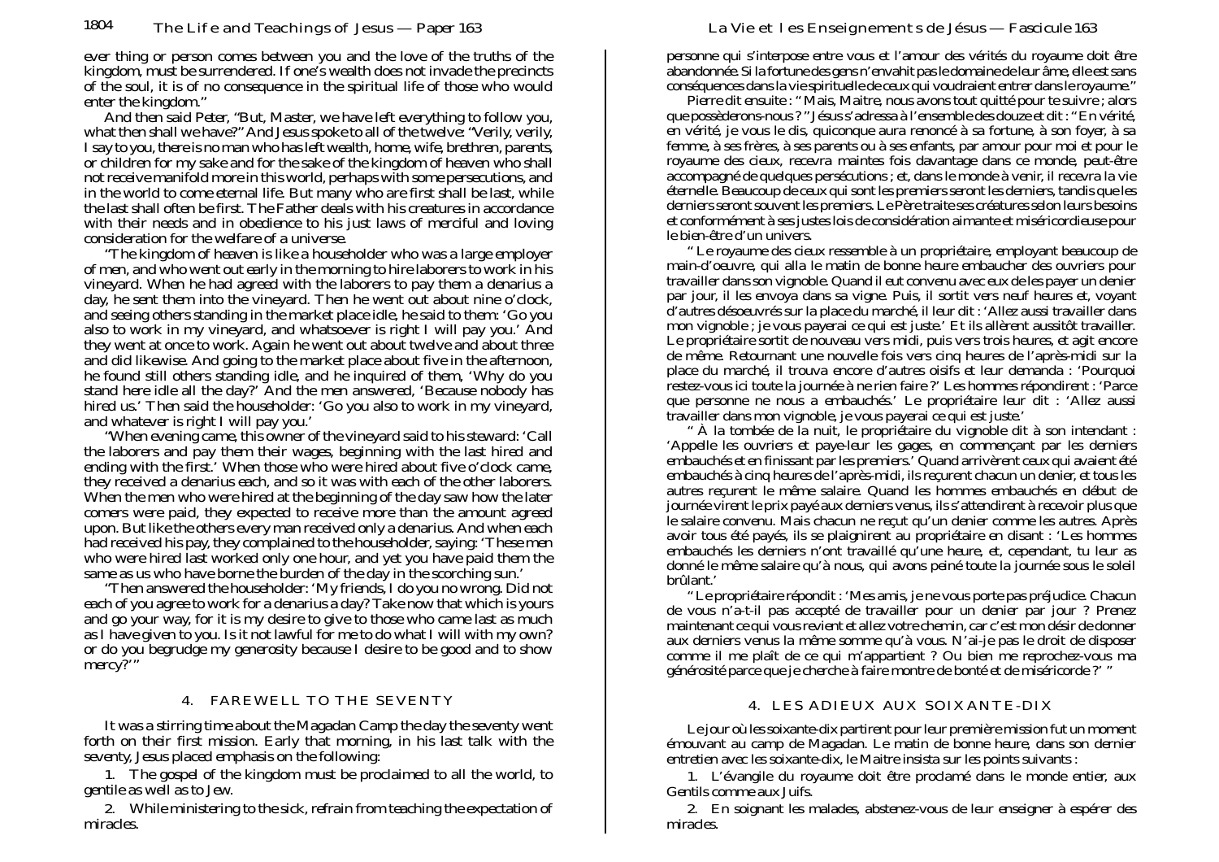ever thing or person comes between you and the love of the truths of the kingdom, must be surrendered. If one's wealth does not invade the precincts of the soul, it is of no consequence in the spiritual life of those who would enter the kingdom."

And then said Peter, "But, Master, we have left everything to follow you, what then shall we have?" And Jesus spoke to all of the twelve: "Verily, verily, I say to you, there is no man who has left wealth, home, wife, brethren, parents, or children for my sake and for the sake of the kingdom of heaven who shall not receive manifold more in this world, perhaps with some persecutions, and in the world to come eternal life. But many who are first shall be last, while the last shall often be first. The Father deals with his creatures in accordance with their needs and in obedience to his just laws of merciful and loving consideration for the welfare of a universe.

"The kingdom of heaven is like a householder who was a large employer of men, and who went out early in the morning to hire laborers to work in his vineyard. When he had agreed with the laborers to pay them a denarius a day, he sent them into the vineyard. Then he went out about nine o'clock, and seeing others standing in the market place idle, he said to them: 'Go you also to work in my vineyard, and whatsoever is right I will pay you.' And they went at once to work. Again he went out about twelve and about three and did likewise. And going to the market place about five in the afternoon, he found still others standing idle, and he inquired of them, 'Why do you stand here idle all the day?' And the men answered, 'Because nobody has hired us.' Then said the householder: 'Go you also to work in my vineyard, and whatever is right I will pay you.'

"When evening came, this owner of the vineyard said to his steward: 'Call the laborers and pay them their wages, beginning with the last hired and ending with the first.' When those who were hired about five o'clock came, they received a denarius each, and so it was with each of the other laborers. When the men who were hired at the beginning of the day saw how the later comers were paid, they expected to receive more than the amount agreed upon. But like the others every man received only a denarius. And when each had received his pay, they complained to the householder, saying: 'These men who were hired last worked only one hour, and yet you have paid them the same as us who have borne the burden of the day in the scorching sun.'

"Then answered the householder: 'My friends, I do you no wrong. Did not each of you agree to work for a denarius a day? Take now that which is yours and go your way, for it is my desire to give to those who came last as much as I have given to you. Is it not lawful for me to do what I will with my own? or do you begrudge my generosity because I desire to be good and to show mercy?'"

## 4. FAREWELL TO THE SEVENTY

It was a stirring time about the Magadan Camp the day the seventy went forth on their first mission. Early that morning, in his last talk with the seventy, Jesus placed emphasis on the following:

1. The gospel of the kingdom must be proclaimed to all the world, to gentile as well as to Jew.

2. While ministering to the sick, refrain from teaching the expectation of miracles.

personne qui s'interpose entre vous et l'amour des vérités du royaume doit être abandonnée. Si la fortune des gens n'envahit pas le domaine de leur âme, elle est sans conséquences dans la vie spirituelle de ceux qui voudraient entrer dans le royaume."

Pierre dit ensuite : "Mais, Maitre, nous avons tout quitté pour te suivre ; alors que possèderons-nous ?" Jésus s'adressa à l'ensemble des douze et dit : "En vérité, en vérité, je vous le dis, quiconque aura renoncé à sa fortune, à son foyer, à sa femme, à ses frères, à ses parents ou à ses enfants, par amour pour moi et pour le royaume des cieux, recevra maintes fois davantage dans ce monde, peut-être accompagné de quelques persécutions ; et, dans le monde à venir, il recevra la vie éternelle. Beaucoup de ceux qui sont les premiers seront les derniers, tandis que les derniers seront souvent les premiers. Le Père traite ses créatures selon leurs besoins et conformément à ses justes lois de considération aimante et miséricordieuse pour le bien-être d'un univers.

"Le royaume des cieux ressemble à un propriétaire, employant beaucoup de main-d'oeuvre, qui alla le matin de bonne heure embaucher des ouvriers pour travailler dans son vignoble. Quand il eut convenu avec eux de les payer un denier par jour, il les envoya dans sa vigne. Puis, il sortit vers neuf heures et, voyant d'autres désoeuvrés sur la place du marché, il leur dit : 'Allez aussi travailler dans mon vignoble ; je vous payerai ce qui est juste.' Et ils allèrent aussitôt travailler. Le propriétaire sortit de nouveau vers midi, puis vers trois heures, et agit encore de même. Retournant une nouvelle fois vers cinq heures de l'après-midi sur la place du marché, il trouva encore d'autres oisifs et leur demanda : 'Pourquoi restez-vous ici toute la journée à ne rien faire ?' Les hommes répondirent : 'Parce que personne ne nous a embauchés.' Le propriétaire leur dit : 'Allez aussi travailler dans mon vignoble, je vous payerai ce qui est juste.'

"À la tombée de la nuit, le propriétaire du vignoble dit à son intendant : 'Appelle les ouvriers et paye-leur les gages, en commençant par les derniers embauchés et en finissant par les premiers.' Quand arrivèrent ceux qui avaient été embauchés à cinq heures de l'après-midi, ils reçurent chacun un denier, et tous les autres reçurent le même salaire. Quand les hommes embauchés en début de journée virent le prix payé aux derniers venus, ils s'attendirent à recevoir plus que le salaire convenu. Mais chacun ne reçut qu'un denier comme les autres. Après avoir tous été payés, ils se plaignirent au propriétaire en disant : 'Les hommes embauchés les derniers n'ont travaillé qu'une heure, et, cependant, tu leur as donné le même salaire qu'à nous, qui avons peiné toute la journée sous le soleil brûlant.'

"Le propriétaire répondit : 'Mes amis, je ne vous porte pas préjudice. Chacun de vous n'a-t-il pas accepté de travailler pour un denier par jour ? Prenez maintenant ce qui vous revient et allez votre chemin, car c'est mon désir de donner aux derniers venus la même somme qu'à vous. N'ai-je pas le droit de disposer comme il me plaît de ce qui m'appartient ? Ou bien me reprochez-vous ma générosité parce que je cherche à faire montre de bonté et de miséricorde ?'"

## 4. LES ADIEUX AUX SOIXANTE-DIX

Le jour où les soixante-dix partirent pour leur première mission fut un moment émouvant au camp de Magadan. Le matin de bonne heure, dans son dernier entretien avec les soixante-dix, le Maitre insista sur les points suivants :

1. L'évangile du royaume doit être proclamé dans le monde entier, aux Gentils comme aux Juifs.

2. En soignant les malades, abstenez-vous de leur enseigner à espérer des miracles.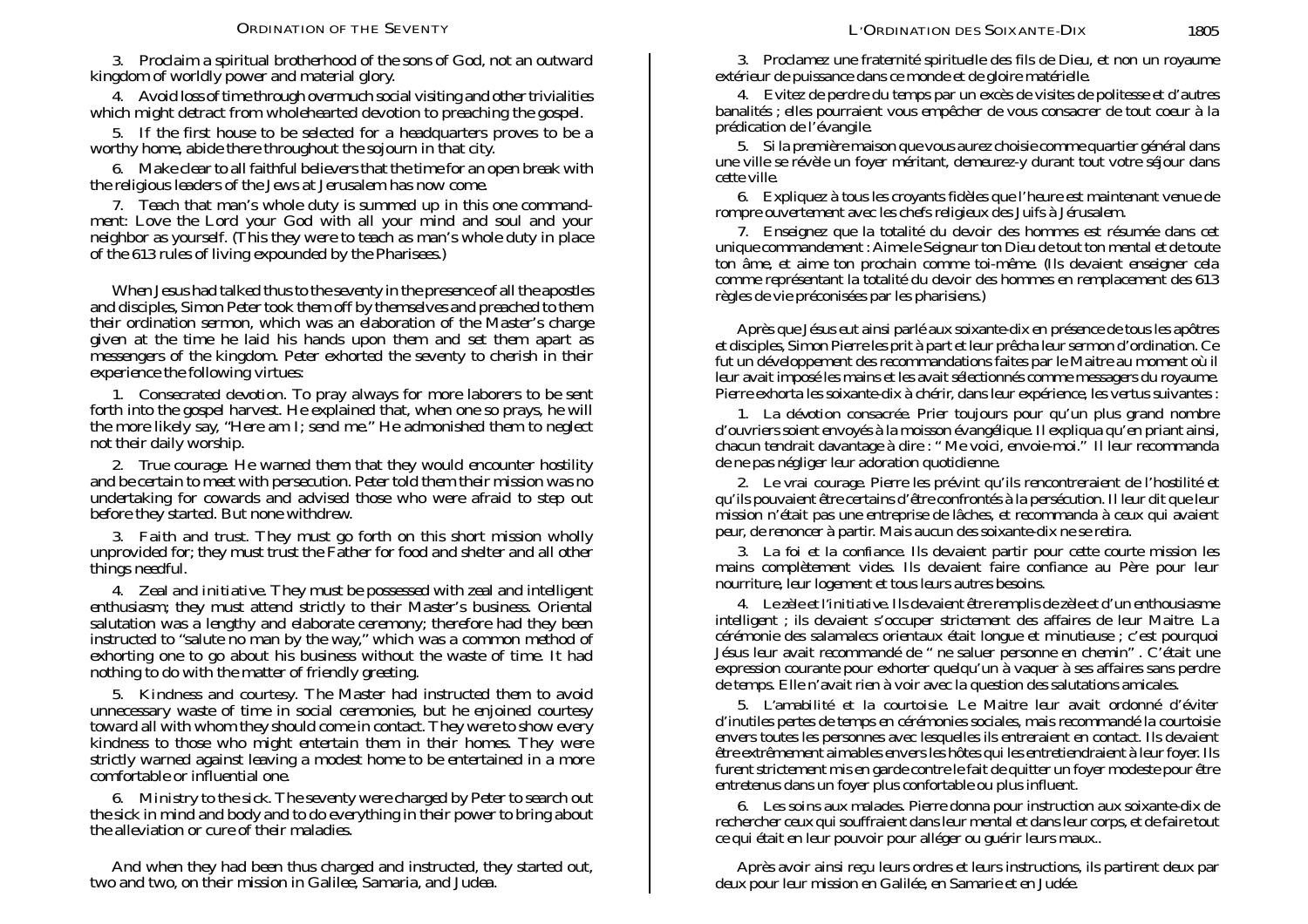3. Proclaim a spiritual brotherhood of the sons of God, not an outward kingdom of worldly power and material glory.

4. Avoid loss of time through overmuch social visiting and other trivialities which might detract from wholehearted devotion to preaching the gospel.

5. If the first house to be selected for a headquarters proves to be a worthy home, abide there throughout the sojourn in that city.

6. Make clear to all faithful believers that the time for an open break with the religious leaders of the Jews at Jerusalem has now come.

7. Teach that man's whole duty is summed up in this one commandment: Love the Lord your God with all your mind and soul and your neighbor as yourself. (This they were to teach as man's whole duty in place of the 613 rules of living expounded by the Pharisees.)

When Jesus had talked thus to the seventy in the presence of all the apostles and disciples, Simon Peter took them off by themselves and preached to them their ordination sermon, which was an elaboration of the Master's charge given at the time he laid his hands upon them and set them apart as messengers of the kingdom. Peter exhorted the seventy to cherish in their experience the following virtues:

1. *Consecrated devotion.* To pray always for more laborers to be sent forth into the gospel harvest. He explained that, when one so prays, he will the more likely say, "Here am I; send me." He admonished them to neglect not their daily worship.

2. *True courage.* He warned them that they would encounter hostility and be certain to meet with persecution. Peter told them their mission was no undertaking for cowards and advised those who were afraid to step out before they started. But none withdrew.

3. *Faith and trust.* They must go forth on this short mission wholly unprovided for; they must trust the Father for food and shelter and all other things needful.

4. *Zeal and initiative.* They must be possessed with zeal and intelligent enthusiasm; they must attend strictly to their Master's business. Oriental salutation was a lengthy and elaborate ceremony; therefore had they been instructed to "salute no man by the way," which was a common method of exhorting one to go about his business without the waste of time. It had nothing to do with the matter of friendly greeting.

5. *Kindness and courtesy.* The Master had instructed them to avoid unnecessary waste of time in social ceremonies, but he enjoined courtesy toward all with whom they should come in contact. They were to show every kindness to those who might entertain them in their homes. They were strictly warned against leaving a modest home to be entertained in a more comfortable or influential one.

6. *Ministry to the sick.* The seventy were charged by Peter to search out the sick in mind and body and to do everything in their power to bring about the alleviation or cure of their maladies.

And when they had been thus charged and instructed, they started out, two and two, on their mission in Galilee, Samaria, and Judea.

3. Proclamez une fraternité spirituelle des fils de Dieu, et non un royaume extérieur de puissance dans ce monde et de gloire matérielle.

4. Evitez de perdre du temps par un excès de visites de politesse et d'autres banalités ; elles pourraient vous empêcher de vous consacrer de tout coeur à la prédication de l'évangile.

5. Si la première maison que vous aurez choisie comme quartier général dans une ville se révèle un foyer méritant, demeurez-y durant tout votre séjour dans cette ville.

6. Expliquez à tous les croyants fidèles que l'heure est maintenant venue de rompre ouvertement avec les chefs religieux des Juifs à Jérusalem.

7. Enseignez que la totalité du devoir des hommes est résumée dans cet unique commandement : Aime le Seigneur ton Dieu de tout ton mental et de toute ton âme, et aime ton prochain comme toi-même. (Ils devaient enseigner cela comme représentant la totalité du devoir des hommes en remplacement des 613 règles de vie préconisées par les pharisiens.)

Après que Jésus eut ainsi parlé aux soixante-dix en présence de tous les apôtres et disciples, Simon Pierre les prit à part et leur prêcha leur sermon d'ordination. Ce fut un développement des recommandations faites par le Maitre au moment où il leur avait imposé les mains et les avait sélectionnés comme messagers du royaume. Pierre exhorta les soixante-dix à chérir, dans leur expérience, les vertus suivantes :

1. *La dévotion consacrée.* Prier toujours pour qu'un plus grand nombre d'ouvriers soient envoyés à la moisson évangélique. Il expliqua qu'en priant ainsi, chacun tendrait davantage à dire : " Me voici, envoie-moi." Il leur recommanda de ne pas négliger leur adoration quotidienne.

2. *Le vrai courage.* Pierre les prévint qu'ils rencontreraient de l'hostilité et qu'ils pouvaient être certains d'être confrontés à la persécution. Il leur dit que leur mission n'était pas une entreprise de lâches, et recommanda à ceux qui avaient peur, de renoncer à partir. Mais aucun des soixante-dix ne se retira.

3. *La foi et la confiance.* Ils devaient partir pour cette courte mission les mains complètement vides. Ils devaient faire confiance au Père pour leur nourriture, leur logement et tous leurs autres besoins.

4. *Le zèle et l'initiative.* Ils devaient être remplis de zèle et d'un enthousiasme intelligent ; ils devaient s'occuper strictement des affaires de leur Maitre. La cérémonie des salamalecs orientaux était longue et minutieuse ; c'est pourquoi Jésus leur avait recommandé de " ne saluer personne en chemin". C'était une expression courante pour exhorter quelqu'un à vaquer à ses affaires sans perdre de temps. Elle n'avait rien à voir avec la question des salutations amicales.

5. *L'amabilité et la courtoisie.* Le Maitre leur avait ordonné d'éviter d'inutiles pertes de temps en cérémonies sociales, mais recommandé la courtoisie envers toutes les personnes avec lesquelles ils entreraient en contact. Ils devaient être extrêmement aimables envers les hôtes qui les entretiendraient à leur foyer. Ils furent strictement mis en garde contre le fait de quitter un foyer modeste pour être entretenus dans un foyer plus confortable ou plus influent.

6. *Les soins aux malades.* Pierre donna pour instruction aux soixante-dix de rechercher ceux qui souffraient dans leur mental et dans leur corps, et de faire tout ce qui était en leur pouvoir pour alléger ou guérir leurs maux..

Après avoir ainsi reçu leurs ordres et leurs instructions, ils partirent deux par deux pour leur mission en Galilée, en Samarie et en Judée.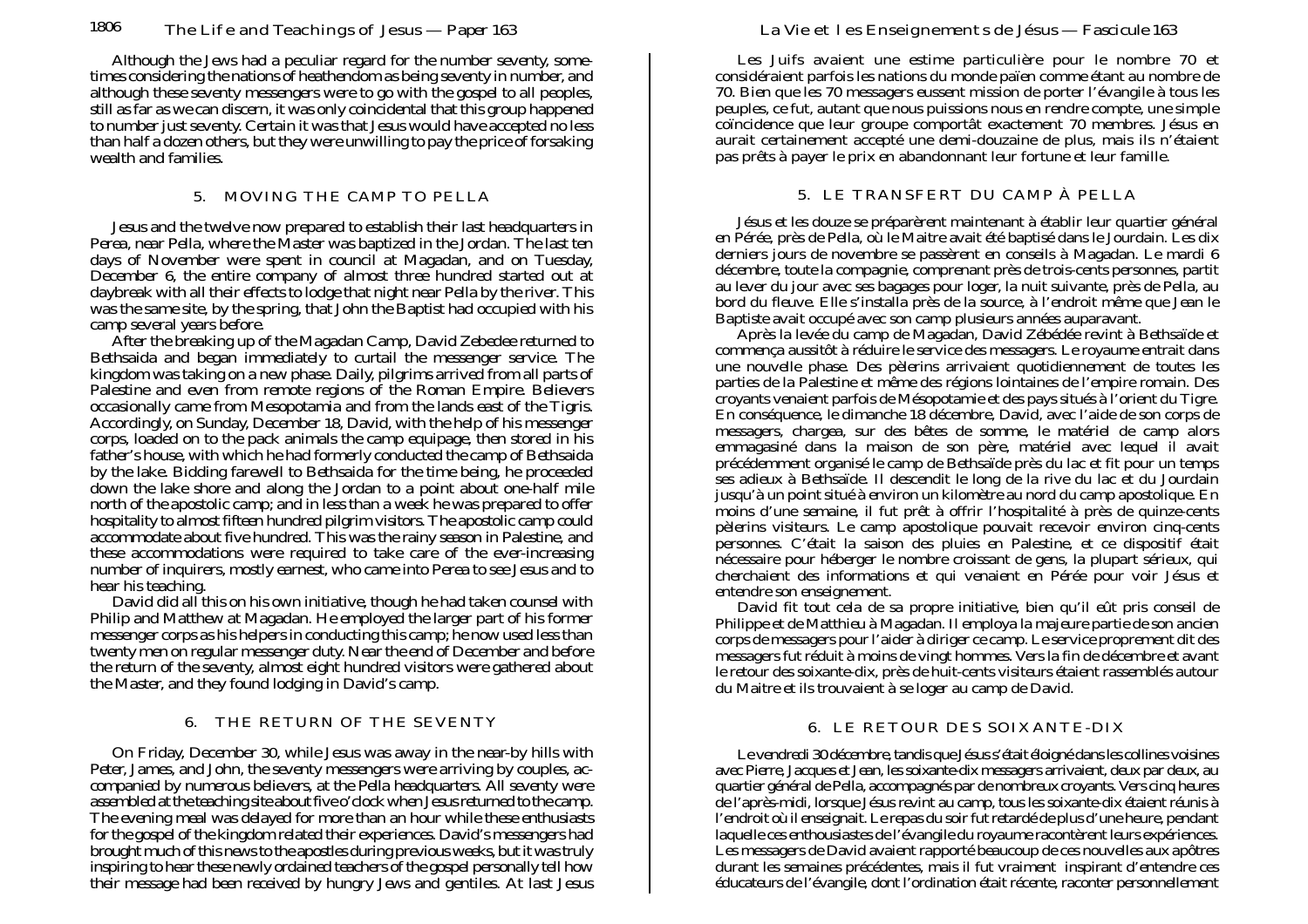Although the Jews had a peculiar regard for the number seventy, sometimes considering the nations of heathendom as being seventy in number, and although these seventy messengers were to go with the gospel to all peoples, still as far as we can discern, it was only coincidental that this group happened to number just seventy. Certain it was that Jesus would have accepted no less than half a dozen others, but they were unwilling to pay the price of forsaking wealth and families.

## 5. MOVING THE CAMP TO PELLA

Jesus and the twelve now prepared to establish their last headquarters in Perea, near Pella, where the Master was baptized in the Jordan. The last ten days of November were spent in council at Magadan, and on Tuesday, December 6, the entire company of almost three hundred started out at daybreak with all their effects to lodge that night near Pella by the river. This was the same site, by the spring, that John the Baptist had occupied with his camp several years before.

After the breaking up of the Magadan Camp, David Zebedee returned to Bethsaida and began immediately to curtail the messenger service. The kingdom was taking on a new phase. Daily, pilgrims arrived from all parts of Palestine and even from remote regions of the Roman Empire. Believers occasionally came from Mesopotamia and from the lands east of the Tigris. Accordingly, on Sunday, December 18, David, with the help of his messenger corps, loaded on to the pack animals the camp equipage, then stored in his father's house, with which he had formerly conducted the camp of Bethsaida by the lake. Bidding farewell to Bethsaida for the time being, he proceeded down the lake shore and along the Jordan to a point about one-half mile north of the apostolic camp; and in less than a week he was prepared to offer hospitality to almost fifteen hundred pilgrim visitors. The apostolic camp could accommodate about five hundred. This was the rainy season in Palestine, and these accommodations were required to take care of the ever-increasing number of inquirers, mostly earnest, who came into Perea to see Jesus and to hear his teaching.

David did all this on his own initiative, though he had taken counsel with Philip and Matthew at Magadan. He employed the larger part of his former messenger corps as his helpers in conducting this camp; he now used less than twenty men on regular messenger duty. Near the end of December and before the return of the seventy, almost eight hundred visitors were gathered about the Master, and they found lodging in David's camp.

## 6. THE RETURN OF THE SEVENTY

On Friday, December 30, while Jesus was away in the near-by hills with Peter, James, and John, the seventy messengers were arriving by couples, accompanied by numerous believers, at the Pella headquarters. All seventy were assembled at the teaching site about five o'clock when Jesus returned to the camp. The evening meal was delayed for more than an hour while these enthusiasts for the gospel of the kingdom related their experiences. David's messengers had brought much of this news to the apostles during previous weeks, but it was truly inspiring to hear these newly ordained teachers of the gospel personally tell how their message had been received by hungry Jews and gentiles. At last Jesus

---

Les Juifs avaient une estime particulière pour le nombre 70 et considéraient parfois les nations du monde païen comme étant au nombre de 70. Bien que les 70 messagers eussent mission de porter l'évangile à tous les peuples, ce fut, autant que nous puissions nous en rendre compte, une simple coïncidence que leur groupe comportât exactement 70 membres. Jésus en aurait certainement accepté une demi-douzaine de plus, mais ils n'étaient pas prêts à payer le prix en abandonnant leur fortune et leur famille.

## 5. LE TRANSFERT DU CAMP À PELLA

Jésus et les douze se préparèrent maintenant à établir leur quartier général en Pérée, près de Pella, où le Maitre avait été baptisé dans le Jourdain. Les dix derniers jours de novembre se passèrent en conseils à Magadan. Le mardi 6 décembre, toute la compagnie, comprenant près de trois-cents personnes, partit au lever du jour avec ses bagages pour loger, la nuit suivante, près de Pella, au bord du fleuve. Elle s'installa près de la source, à l'endroit même que Jean le Baptiste avait occupé avec son camp plusieurs années auparavant.

Après la levée du camp de Magadan, David Zébédée revint à Bethsaïde et commença aussitôt à réduire le service des messagers. Le royaume entrait dans une nouvelle phase. Des pèlerins arrivaient quotidiennement de toutes les parties de la Palestine et même des régions lointaines de l'empire romain. Des croyants venaient parfois de Mésopotamie et des pays situés à l'orient du Tigre. En conséquence, le dimanche 18 décembre, David, avec l'aide de son corps de messagers, chargea, sur des bêtes de somme, le matériel de camp alors emmagasiné dans la maison de son père, matériel avec lequel il avait précédemment organisé le camp de Bethsaïde près du lac et fit pour un temps ses adieux à Bethsaïde. Il descendit le long de la rive du lac et du Jourdain jusqu'à un point situé à environ un kilomètre au nord du camp apostolique. En moins d'une semaine, il fut prêt à offrir l'hospitalité à près de quinze-cents pèlerins visiteurs. Le camp apostolique pouvait recevoir environ cinq-cents personnes. C'était la saison des pluies en Palestine, et ce dispositif était nécessaire pour héberger le nombre croissant de gens, la plupart sérieux, qui cherchaient des informations et qui venaient en Pérée pour voir Jésus et entendre son enseignement.

David fit tout cela de sa propre initiative, bien qu'il eût pris conseil de Philippe et de Matthieu à Magadan. Il employa la majeure partie de son ancien corps de messagers pour l'aider à diriger ce camp. Le service proprement dit des messagers fut réduit à moins de vingt hommes. Vers la fin de décembre et avant le retour des soixante-dix, près de huit-cents visiteurs étaient rassemblés autour du Maitre et ils trouvaient à se loger au camp de David.

## 6. LE RETOUR DES SOIXANTE-DIX

Le vendredi 30 décembre, tandis que Jésus s'était éloigné dans les collines voisines avec Pierre, Jacques et Jean, les soixante-dix messagers arrivaient, deux par deux, au quartier général de Pella, accompagnés par de nombreux croyants. Vers cinq heures de l'après-midi, lorsque Jésus revint au camp, tous les soixante-dix étaient réunis à l'endroit où il enseignait. Le repas du soir fut retardé de plus d'une heure, pendant laquelle ces enthousiastes de l'évangile du royaume racontèrent leurs expériences. Les messagers de David avaient rapporté beaucoup de ces nouvelles aux apôtres durant les semaines précédentes, mais il fut vraiment inspirant d'entendre ces éducateurs de l'évangile, dont l'ordination était récente, raconter personnellement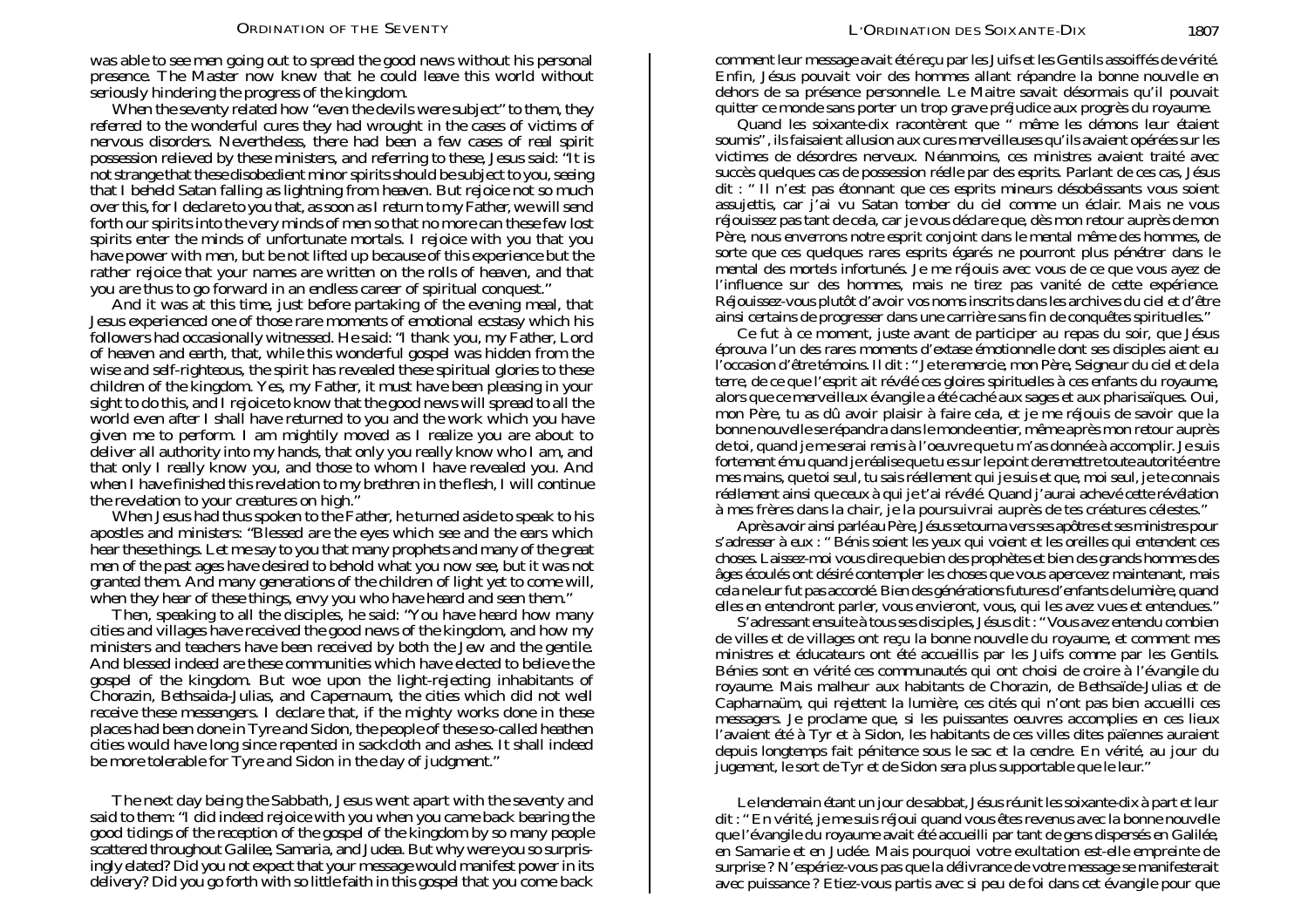was able to see men going out to spread the good news without his personal presence. The Master now knew that he could leave this world without seriously hindering the progress of the kingdom.

When the seventy related how "even the devils were subject" to them, they referred to the wonderful cures they had wrought in the cases of victims of nervous disorders. Nevertheless, there had been a few cases of real spirit possession relieved by these ministers, and referring to these, Jesus said: "It is not strange that these disobedient minor spirits should be subject to you, seeing that I beheld Satan falling as lightning from heaven. But rejoice not so much over this, for I declare to you that, as soon as I return to my Father, we will send forth our spirits into the very minds of men so that no more can these few lost spirits enter the minds of unfortunate mortals. I rejoice with you that you have power with men, but be not lifted up because of this experience but the rather rejoice that your names are written on the rolls of heaven, and that you are thus to go forward in an endless career of spiritual conquest."

And it was at this time, just before partaking of the evening meal, that Jesus experienced one of those rare moments of emotional ecstasy which his followers had occasionally witnessed. He said: "I thank you, my Father, Lord of heaven and earth, that, while this wonderful gospel was hidden from the wise and self-righteous, the spirit has revealed these spiritual glories to these children of the kingdom. Yes, my Father, it must have been pleasing in your sight to do this, and I rejoice to know that the good news will spread to all the world even after I shall have returned to you and the work which you have given me to perform. I am mightily moved as I realize you are about to deliver all authority into my hands, that only you really know who I am, and that only I really know you, and those to whom I have revealed you. And when I have finished this revelation to my brethren in the flesh, I will continue the revelation to your creatures on high."

When Jesus had thus spoken to the Father, he turned aside to speak to his apostles and ministers: "Blessed are the eyes which see and the ears which hear these things. Let me say to you that many prophets and many of the great men of the past ages have desired to behold what you now see, but it was not granted them. And many generations of the children of light yet to come will, when they hear of these things, envy you who have heard and seen them."

Then, speaking to all the disciples, he said: "You have heard how many cities and villages have received the good news of the kingdom, and how my ministers and teachers have been received by both the Jew and the gentile. And blessed indeed are these communities which have elected to believe the gospel of the kingdom. But woe upon the light-rejecting inhabitants of Chorazin, Bethsaida-Julias, and Capernaum, the cities which did not well receive these messengers. I declare that, if the mighty works done in these places had been done in Tyre and Sidon, the people of these so-called heathen cities would have long since repented in sackcloth and ashes. It shall indeed be more tolerable for Tyre and Sidon in the day of judgment."

The next day being the Sabbath, Jesus went apart with the seventy and said to them: "I did indeed rejoice with you when you came back bearing the good tidings of the reception of the gospel of the kingdom by so many people scattered throughout Galilee, Samaria, and Judea. But why were you so surprisingly elated? Did you not expect that your message would manifest power in its delivery? Did you go forth with so little faith in this gospel that you come back

comment leur message avait été reçu par les Juifs et les Gentils assoiffés de vérité. Enfin, Jésus pouvait voir des hommes allant répandre la bonne nouvelle en dehors de sa présence personnelle. Le Maitre savait désormais qu'il pouvait quitter ce monde sans porter un trop grave préjudice aux progrès du royaume.

Quand les soixante-dix racontèrent que " même les démons leur étaient soumis", ils faisaient allusion aux cures merveilleuses qu'ils avaient opérées sur les victimes de désordres nerveux. Néanmoins, ces ministres avaient traité avec succès quelques cas de possession réelle par des esprits. Parlant de ces cas, Jésus dit : " Il n'est pas étonnant que ces esprits mineurs désobéissants vous soient assujettis, car j'ai vu Satan tomber du ciel comme un éclair. Mais ne vous réjouissez pas tant de cela, car je vous déclare que, dès mon retour auprès de mon Père, nous enverrons notre esprit conjoint dans le mental même des hommes, de sorte que ces quelques rares esprits égarés ne pourront plus pénétrer dans le mental des mortels infortunés. Je me réjouis avec vous de ce que vous ayez de l'influence sur des hommes, mais ne tirez pas vanité de cette expérience. Réjouissez-vous plutôt d'avoir vos noms inscrits dans les archives du ciel et d'être ainsi certains de progresser dans une carrière sans fin de conquêtes spirituelles."

Ce fut à ce moment, juste avant de participer au repas du soir, que Jésus éprouva l'un des rares moments d'extase émotionnelle dont ses disciples aient eu l'occasion d'être témoins. Il dit : " Je te remercie, mon Père, Seigneur du ciel et de la terre, de ce que l'esprit ait révélé ces gloires spirituelles à ces enfants du royaume, alors que ce merveilleux évangile a été caché aux sages et aux pharisaïques. Oui, mon Père, tu as dû avoir plaisir à faire cela, et je me réjouis de savoir que la bonne nouvelle se répandra dans le monde entier, même après mon retour auprès de toi, quand je me serai remis à l'oeuvre que tu m'as donnée à accomplir. Je suis fortement ému quand je réalise que tu es sur le point de remettre toute autorité entre mes mains, que toi seul, tu sais réellement qui je suis et que, moi seul, je te connais réellement ainsi que ceux à qui je t'ai révélé. Quand j'aurai achevé cette révélation à mes frères dans la chair, je la poursuivrai auprès de tes créatures célestes."

Après avoir ainsi parlé au Père, Jésus se tourna vers ses apôtres et ses ministres pour s'adresser à eux : " Bénis soient les yeux qui voient et les oreilles qui entendent ces choses. Laissez-moi vous dire que bien des prophètes et bien des grands hommes des âges écoulés ont désiré contempler les choses que vous apercevez maintenant, mais cela ne leur fut pas accordé. Bien des générations futures d'enfants de lumière, quand elles en entendront parler, vous envieront, vous, qui les avez vues et entendues."

S'adressant ensuite à tous ses disciples, Jésus dit : " Vous avez entendu combien de villes et de villages ont reçu la bonne nouvelle du royaume, et comment mes ministres et éducateurs ont été accueillis par les Juifs comme par les Gentils. Bénies sont en vérité ces communautés qui ont choisi de croire à l'évangile du royaume. Mais malheur aux habitants de Chorazin, de Bethsaïde-Julias et de Capharnaüm, qui rejettent la lumière, ces cités qui n'ont pas bien accueilli ces messagers. Je proclame que, si les puissantes oeuvres accomplies en ces lieux l'avaient été à Tyr et à Sidon, les habitants de ces villes dites païennes auraient depuis longtemps fait pénitence sous le sac et la cendre. En vérité, au jour du jugement, le sort de Tyr et de Sidon sera plus supportable que le leur."

Le lendemain étant un jour de sabbat, Jésus réunit les soixante-dix à part et leur dit : " En vérité, je me suis réjoui quand vous êtes revenus avec la bonne nouvelle que l'évangile du royaume avait été accueilli par tant de gens dispersés en Galilée, en Samarie et en Judée. Mais pourquoi votre exultation est-elle empreinte de surprise ? N'espériez-vous pas que la délivrance de votre message se manifesterait avec puissance ? Etiez-vous partis avec si peu de foi dans cet évangile pour que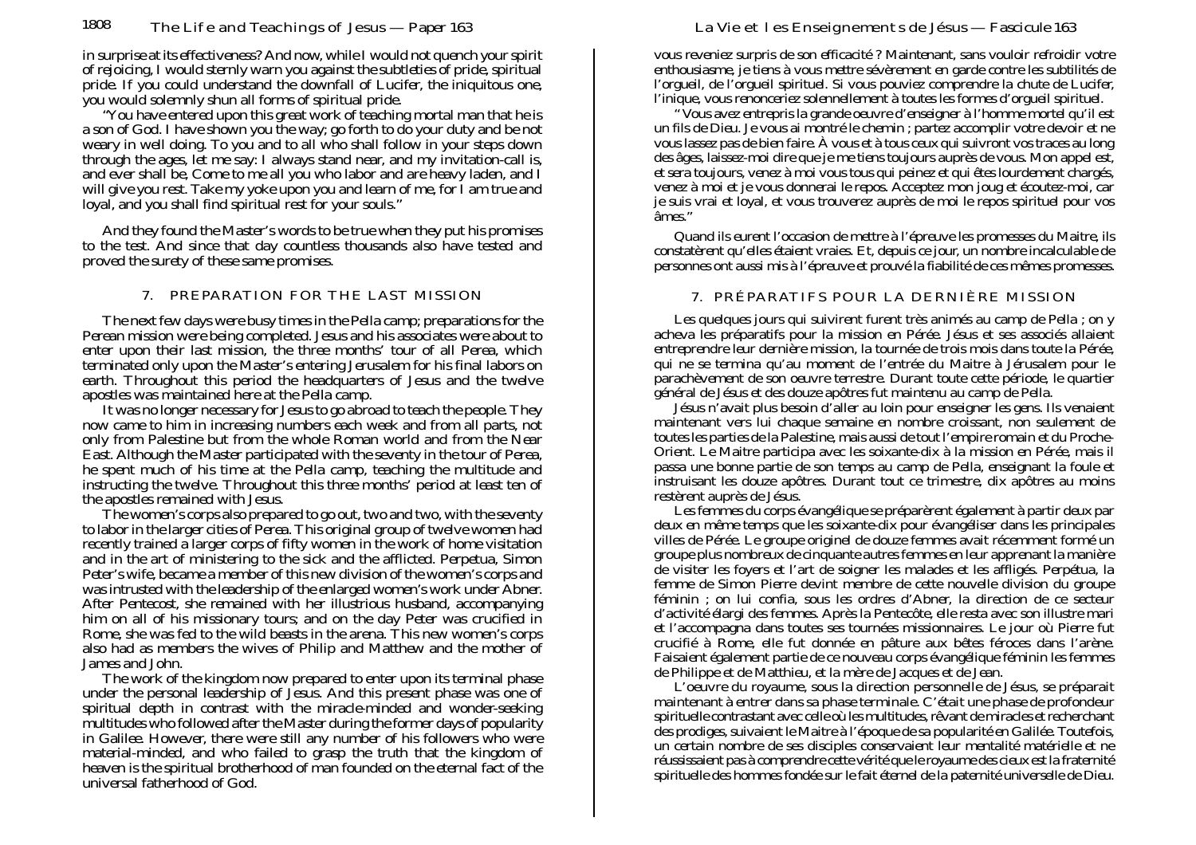in surprise at its effectiveness? And now, while I would not quench your spirit of rejoicing, I would sternly warn you against the subtleties of pride, spiritual pride. If you could understand the downfall of Lucifer, the iniquitous one, you would solemnly shun all forms of spiritual pride.

"You have entered upon this great work of teaching mortal man that he is a son of God. I have shown you the way; go forth to do your duty and be not weary in well doing. To you and to all who shall follow in your steps down through the ages, let me say: I always stand near, and my invitation-call is, and ever shall be, Come to me all you who labor and are heavy laden, and I will give you rest. Take my yoke upon you and learn of me, for I am true and loyal, and you shall find spiritual rest for your souls."

And they found the Master's words to be true when they put his promises to the test. And since that day countless thousands also have tested and proved the surety of these same promises.

## 7. PREPARATION FOR THE LAST MISSION

The next few days were busy times in the Pella camp; preparations for the Perean mission were being completed. Jesus and his associates were about to enter upon their last mission, the three months' tour of all Perea, which terminated only upon the Master's entering Jerusalem for his final labors on earth. Throughout this period the headquarters of Jesus and the twelve apostles was maintained here at the Pella camp.

It was no longer necessary for Jesus to go abroad to teach the people. They now came to him in increasing numbers each week and from all parts, not only from Palestine but from the whole Roman world and from the Near East. Although the Master participated with the seventy in the tour of Perea, he spent much of his time at the Pella camp, teaching the multitude and instructing the twelve. Throughout this three months' period at least ten of the apostles remained with Jesus.

The women's corps also prepared to go out, two and two, with the seventy to labor in the larger cities of Perea. This original group of twelve women had recently trained a larger corps of fifty women in the work of home visitation and in the art of ministering to the sick and the afflicted. Perpetua, Simon Peter's wife, became a member of this new division of the women's corps and was intrusted with the leadership of the enlarged women's work under Abner. After Pentecost, she remained with her illustrious husband, accompanying him on all of his missionary tours; and on the day Peter was crucified in Rome, she was fed to the wild beasts in the arena. This new women's corps also had as members the wives of Philip and Matthew and the mother of James and John.

The work of the kingdom now prepared to enter upon its terminal phase under the personal leadership of Jesus. And this present phase was one of spiritual depth in contrast with the miracle-minded and wonder-seeking multitudes who followed after the Master during the former days of popularity in Galilee. However, there were still any number of his followers who were material-minded, and who failed to grasp the truth that the kingdom of heaven is the spiritual brotherhood of man founded on the eternal fact of the universal fatherhood of God.

vous reveniez surpris de son efficacité ? Maintenant, sans vouloir refroidir votre enthousiasme, je tiens à vous mettre sévèrement en garde contre les subtilités de l'orgueil, de l'orgueil spirituel. Si vous pouviez comprendre la chute de Lucifer, l'inique, vous renonceriez solennellement à toutes les formes d'orgueil spirituel.

"Vous avez entrepris la grande oeuvre d'enseigner à l'homme mortel qu'il est un fils de Dieu. Je vous ai montré le chemin ; partez accomplir votre devoir et ne vous lassez pas de bien faire. À vous et à tous ceux qui suivront vos traces au long des âges, laissez-moi dire que je me tiens toujours auprès de vous. Mon appel est, et sera toujours, venez à moi vous tous qui peinez et qui êtes lourdement chargés, venez à moi et je vous donnerai le repos. Acceptez mon joug et écoutez-moi, car je suis vrai et loyal, et vous trouverez auprès de moi le repos spirituel pour vos âmes."

Quand ils eurent l'occasion de mettre à l'épreuve les promesses du Maitre, ils constatèrent qu'elles étaient vraies. Et, depuis ce jour, un nombre incalculable de personnes ont aussi mis à l'épreuve et prouvé la fiabilité de ces mêmes promesses.

## 7. PRÉPARATIFS POUR LA DERNIÈRE MISSION

Les quelques jours qui suivirent furent très animés au camp de Pella ; on y acheva les préparatifs pour la mission en Pérée. Jésus et ses associés allaient entreprendre leur dernière mission, la tournée de trois mois dans toute la Pérée, qui ne se termina qu'au moment de l'entrée du Maitre à Jérusalem pour le parachèvement de son oeuvre terrestre. Durant toute cette période, le quartier général de Jésus et des douze apôtres fut maintenu au camp de Pella.

Jésus n'avait plus besoin d'aller au loin pour enseigner les gens. Ils venaient maintenant vers lui chaque semaine en nombre croissant, non seulement de toutes les parties de la Palestine, mais aussi de tout l'empire romain et du Proche-Orient. Le Maitre participa avec les soixante-dix à la mission en Pérée, mais il passa une bonne partie de son temps au camp de Pella, enseignant la foule et instruisant les douze apôtres. Durant tout ce trimestre, dix apôtres au moins restèrent auprès de Jésus.

Les femmes du corps évangélique se préparèrent également à partir deux par deux en même temps que les soixante-dix pour évangéliser dans les principales villes de Pérée. Le groupe originel de douze femmes avait récemment formé un groupe plus nombreux de cinquante autres femmes en leur apprenant la manière de visiter les foyers et l'art de soigner les malades et les affligés. Perpétua, la femme de Simon Pierre devint membre de cette nouvelle division du groupe féminin ; on lui confia, sous les ordres d'Abner, la direction de ce secteur d'activité élargi des femmes. Après la Pentecôte, elle resta avec son illustre mari et l'accompagna dans toutes ses tournées missionnaires. Le jour où Pierre fut crucifié à Rome, elle fut donnée en pâture aux bêtes féroces dans l'arène. Faisaient également partie de ce nouveau corps évangélique féminin les femmes de Philippe et de Matthieu, et la mère de Jacques et de Jean.

L'oeuvre du royaume, sous la direction personnelle de Jésus, se préparait maintenant à entrer dans sa phase terminale. C'était une phase de profondeur spirituelle contrastant avec celle où les multitudes, rêvant de miracles et recherchant des prodiges, suivaient le Maitre à l'époque de sa popularité en Galilée. Toutefois, un certain nombre de ses disciples conservaient leur mentalité matérielle et ne réussissaient pas à comprendre cette vérité que le royaume des cieux est la fraternité spirituelle des hommes fondée sur le fait éternel de la paternité universelle de Dieu.